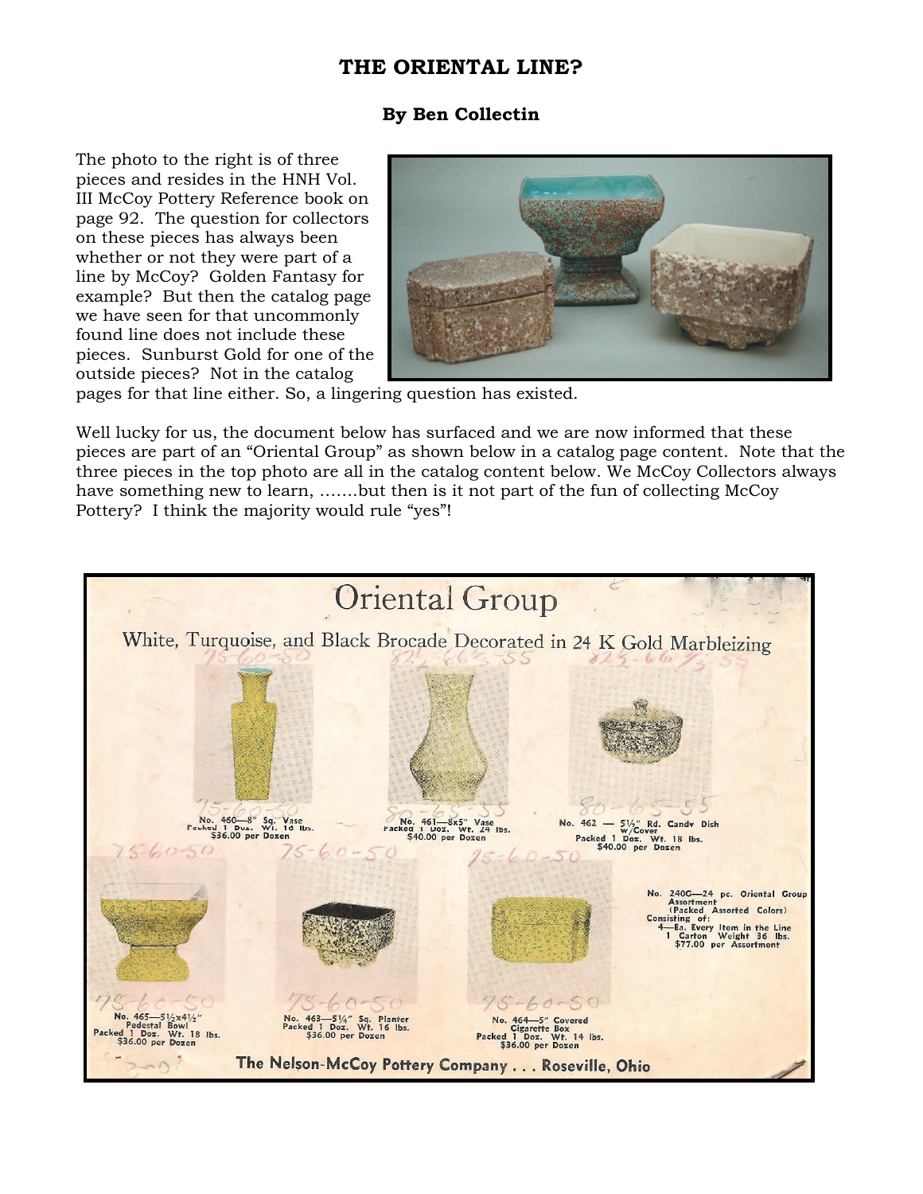# THE ORIENTAL LINE?

**By Ben Collectin**

The photo to the right is of three pieces and resides in the HNH Vol. III McCoy Pottery Reference book on page 92. The question for collectors on these pieces has always been whether or not they were part of a line by McCoy? Golden Fantasy for example? But then the catalog page we have seen for that uncommonly found line does not include these pieces. Sunburst Gold for one of the outside pieces? Not in the catalog pages for that line either. So, a lingering question has existed.

Well lucky for us, the document below has surfaced and we are now informed that these pieces are part of an "Oriental Group" as shown below in a catalog page content. Note that the three pieces in the top photo are all in the catalog content below. We McCoy Collectors always have something new to learn, …….but then is it not part of the fun of collecting McCoy Pottery? I think the majority would rule "yes"!

## Oriental Group

White, Turquoise, and Black Brocade Decorated in 24 K Gold Marbleizing

No. 460—8" Sq. Vase
Packed 1 Doz. Wt. 16 lbs.
$36.00 per Dozen

No. 461—8x5" Vase
Packed 1 Doz. Wt. 24 lbs.
$40.00 per Dozen

No. 462 — 5½" Rd. Candy Dish w/Cover
Packed 1 Doz. Wt. 18 lbs.
$40.00 per Dozen

No. 465—5½x4½" Pedestal Bowl
Packed 1 Doz. Wt. 18 lbs.
$36.00 per Dozen

No. 463—5¼" Sq. Planter
Packed 1 Doz. Wt. 16 lbs.
$36.00 per Dozen

No. 464—5" Covered Cigarette Box
Packed 1 Doz. Wt. 14 lbs.
$36.00 per Dozen

No. 240G—24 pc. Oriental Group Assortment
(Packed Assorted Colors)
Consisting of:
4—Ea. Every Item in the Line
1 Carton Weight 36 lbs.
$77.00 per Assortment

The Nelson-McCoy Pottery Company . . . Roseville, Ohio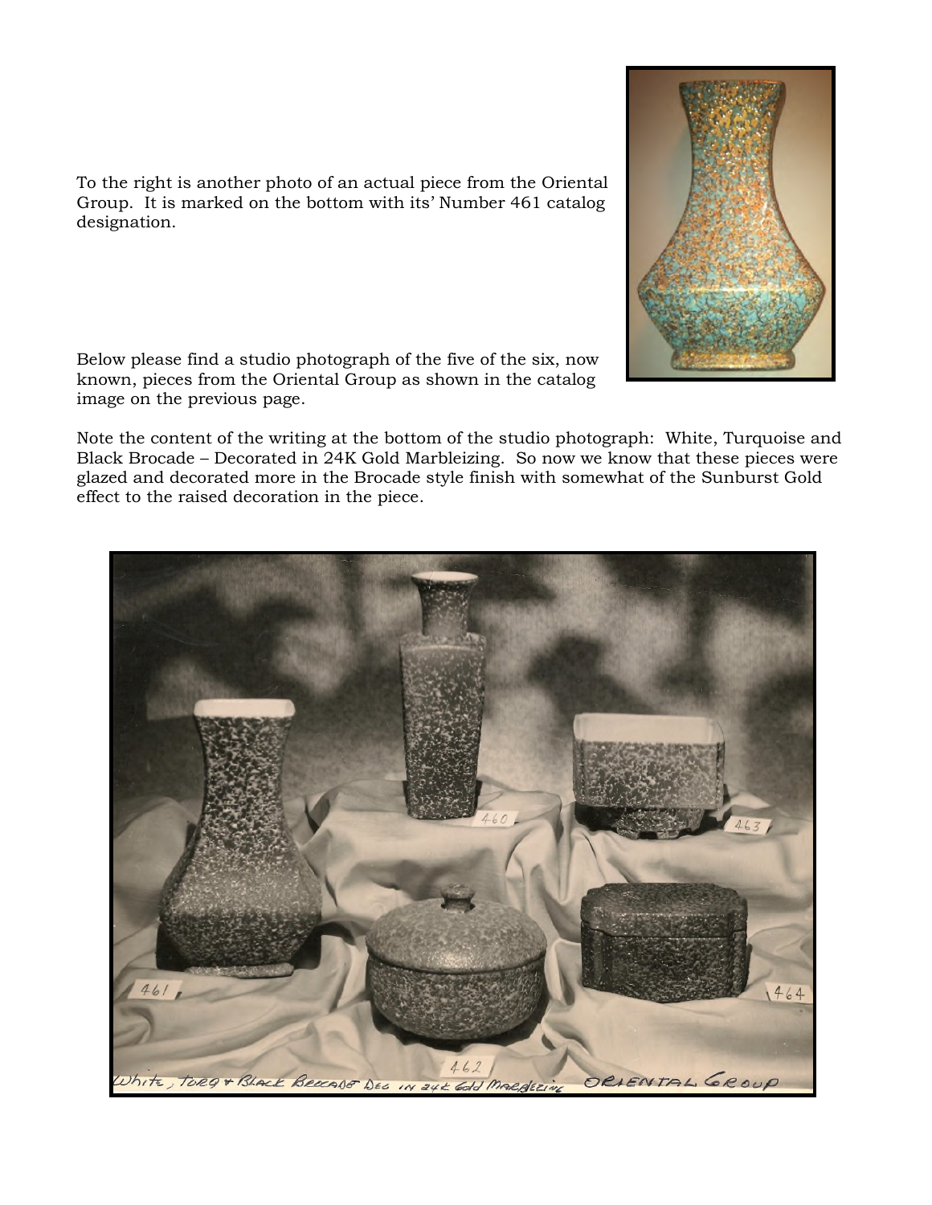To the right is another photo of an actual piece from the Oriental Group. It is marked on the bottom with its' Number 461 catalog designation.

Below please find a studio photograph of the five of the six, now known, pieces from the Oriental Group as shown in the catalog image on the previous page.

Note the content of the writing at the bottom of the studio photograph: White, Turquoise and Black Brocade – Decorated in 24K Gold Marbleizing. So now we know that these pieces were glazed and decorated more in the Brocade style finish with somewhat of the Sunburst Gold effect to the raised decoration in the piece.